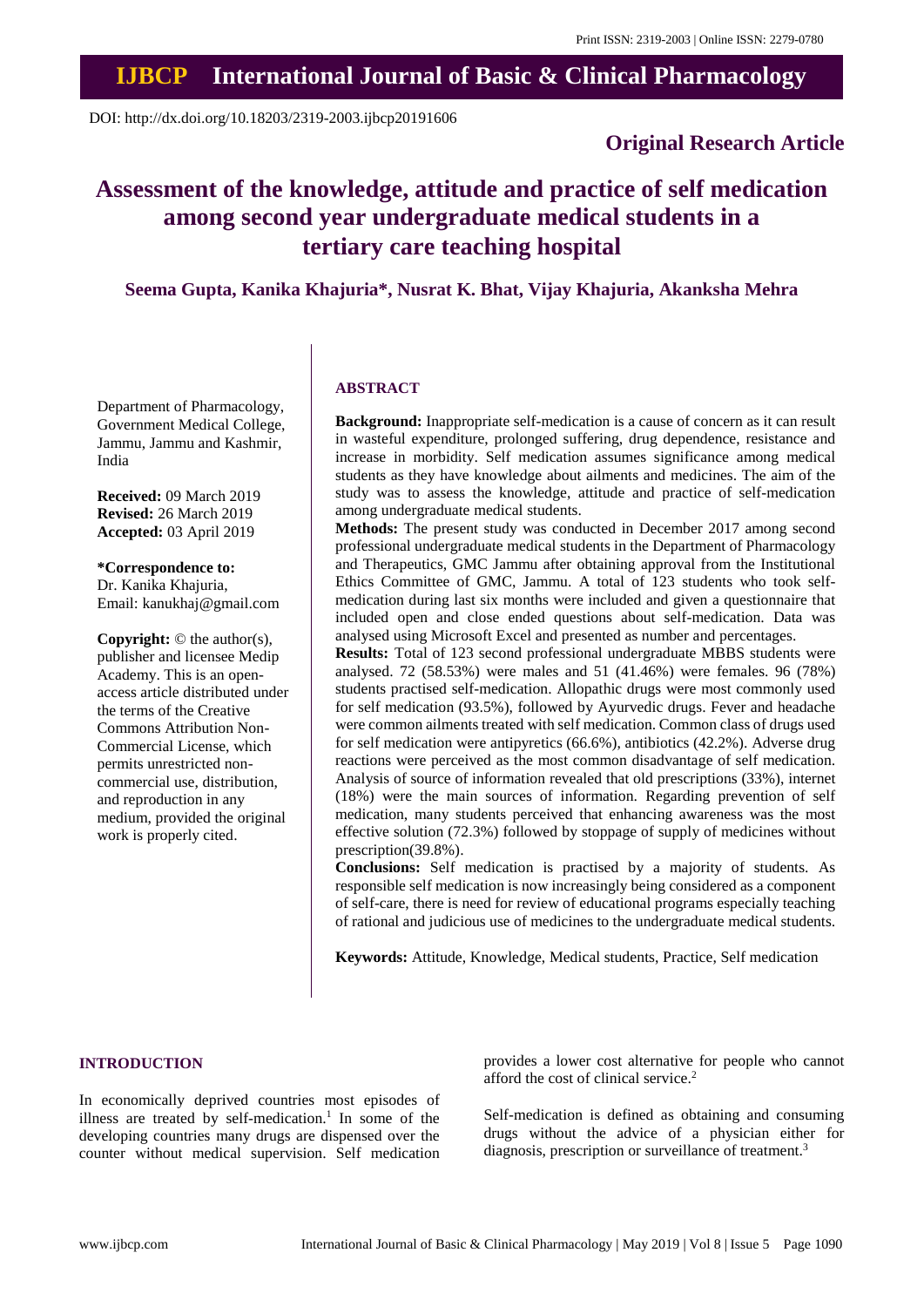DOI: http://dx.doi.org/10.18203/2319-2003.ijbcp20191606

**Original Research Article**

# Assessment of the knowledge, attitude and practice of self medication among second year undergraduate medical students in a tertiary care teaching hospital

**Seema Gupta, Kanika Khajuria\*, Nusrat K. Bhat, Vijay Khajuria, Akanksha Mehra**

Department of Pharmacology, Government Medical College, Jammu, Jammu and Kashmir, India

**Received:** 09 March 2019
**Revised:** 26 March 2019
**Accepted:** 03 April 2019

**\*Correspondence to:**
Dr. Kanika Khajuria,
Email: kanukhaj@gmail.com

**Copyright:** © the author(s), publisher and licensee Medip Academy. This is an open-access article distributed under the terms of the Creative Commons Attribution Non-Commercial License, which permits unrestricted non-commercial use, distribution, and reproduction in any medium, provided the original work is properly cited.

## ABSTRACT

**Background:** Inappropriate self-medication is a cause of concern as it can result in wasteful expenditure, prolonged suffering, drug dependence, resistance and increase in morbidity. Self medication assumes significance among medical students as they have knowledge about ailments and medicines. The aim of the study was to assess the knowledge, attitude and practice of self-medication among undergraduate medical students.

**Methods:** The present study was conducted in December 2017 among second professional undergraduate medical students in the Department of Pharmacology and Therapeutics, GMC Jammu after obtaining approval from the Institutional Ethics Committee of GMC, Jammu. A total of 123 students who took self-medication during last six months were included and given a questionnaire that included open and close ended questions about self-medication. Data was analysed using Microsoft Excel and presented as number and percentages.

**Results:** Total of 123 second professional undergraduate MBBS students were analysed. 72 (58.53%) were males and 51 (41.46%) were females. 96 (78%) students practised self-medication. Allopathic drugs were most commonly used for self medication (93.5%), followed by Ayurvedic drugs. Fever and headache were common ailments treated with self medication. Common class of drugs used for self medication were antipyretics (66.6%), antibiotics (42.2%). Adverse drug reactions were perceived as the most common disadvantage of self medication. Analysis of source of information revealed that old prescriptions (33%), internet (18%) were the main sources of information. Regarding prevention of self medication, many students perceived that enhancing awareness was the most effective solution (72.3%) followed by stoppage of supply of medicines without prescription(39.8%).

**Conclusions:** Self medication is practised by a majority of students. As responsible self medication is now increasingly being considered as a component of self-care, there is need for review of educational programs especially teaching of rational and judicious use of medicines to the undergraduate medical students.

**Keywords:** Attitude, Knowledge, Medical students, Practice, Self medication

## INTRODUCTION

In economically deprived countries most episodes of illness are treated by self-medication.[1] In some of the developing countries many drugs are dispensed over the counter without medical supervision. Self medication provides a lower cost alternative for people who cannot afford the cost of clinical service.[2]

Self-medication is defined as obtaining and consuming drugs without the advice of a physician either for diagnosis, prescription or surveillance of treatment.[3]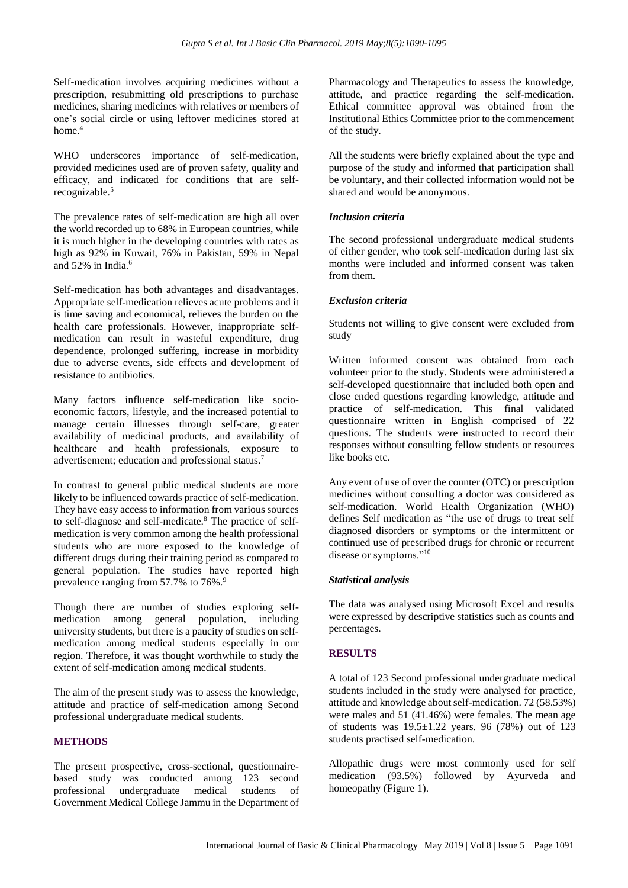Self-medication involves acquiring medicines without a prescription, resubmitting old prescriptions to purchase medicines, sharing medicines with relatives or members of one's social circle or using leftover medicines stored at home.[4]

WHO underscores importance of self-medication, provided medicines used are of proven safety, quality and efficacy, and indicated for conditions that are self-recognizable.[5]

The prevalence rates of self-medication are high all over the world recorded up to 68% in European countries, while it is much higher in the developing countries with rates as high as 92% in Kuwait, 76% in Pakistan, 59% in Nepal and 52% in India.[6]

Self-medication has both advantages and disadvantages. Appropriate self-medication relieves acute problems and it is time saving and economical, relieves the burden on the health care professionals. However, inappropriate self-medication can result in wasteful expenditure, drug dependence, prolonged suffering, increase in morbidity due to adverse events, side effects and development of resistance to antibiotics.

Many factors influence self-medication like socio-economic factors, lifestyle, and the increased potential to manage certain illnesses through self-care, greater availability of medicinal products, and availability of healthcare and health professionals, exposure to advertisement; education and professional status.[7]

In contrast to general public medical students are more likely to be influenced towards practice of self-medication. They have easy access to information from various sources to self-diagnose and self-medicate.[8] The practice of self-medication is very common among the health professional students who are more exposed to the knowledge of different drugs during their training period as compared to general population. The studies have reported high prevalence ranging from 57.7% to 76%.[9]

Though there are number of studies exploring self-medication among general population, including university students, but there is a paucity of studies on self-medication among medical students especially in our region. Therefore, it was thought worthwhile to study the extent of self-medication among medical students.

The aim of the present study was to assess the knowledge, attitude and practice of self-medication among Second professional undergraduate medical students.

## METHODS

The present prospective, cross-sectional, questionnaire-based study was conducted among 123 second professional undergraduate medical students of Government Medical College Jammu in the Department of Pharmacology and Therapeutics to assess the knowledge, attitude, and practice regarding the self-medication. Ethical committee approval was obtained from the Institutional Ethics Committee prior to the commencement of the study.

All the students were briefly explained about the type and purpose of the study and informed that participation shall be voluntary, and their collected information would not be shared and would be anonymous.

### *Inclusion criteria*

The second professional undergraduate medical students of either gender, who took self-medication during last six months were included and informed consent was taken from them.

### *Exclusion criteria*

Students not willing to give consent were excluded from study

Written informed consent was obtained from each volunteer prior to the study. Students were administered a self-developed questionnaire that included both open and close ended questions regarding knowledge, attitude and practice of self-medication. This final validated questionnaire written in English comprised of 22 questions. The students were instructed to record their responses without consulting fellow students or resources like books etc.

Any event of use of over the counter (OTC) or prescription medicines without consulting a doctor was considered as self-medication. World Health Organization (WHO) defines Self medication as "the use of drugs to treat self diagnosed disorders or symptoms or the intermittent or continued use of prescribed drugs for chronic or recurrent disease or symptoms."[10]

### *Statistical analysis*

The data was analysed using Microsoft Excel and results were expressed by descriptive statistics such as counts and percentages.

## RESULTS

A total of 123 Second professional undergraduate medical students included in the study were analysed for practice, attitude and knowledge about self-medication. 72 (58.53%) were males and 51 (41.46%) were females. The mean age of students was 19.5±1.22 years. 96 (78%) out of 123 students practised self-medication.

Allopathic drugs were most commonly used for self medication (93.5%) followed by Ayurveda and homeopathy (Figure 1).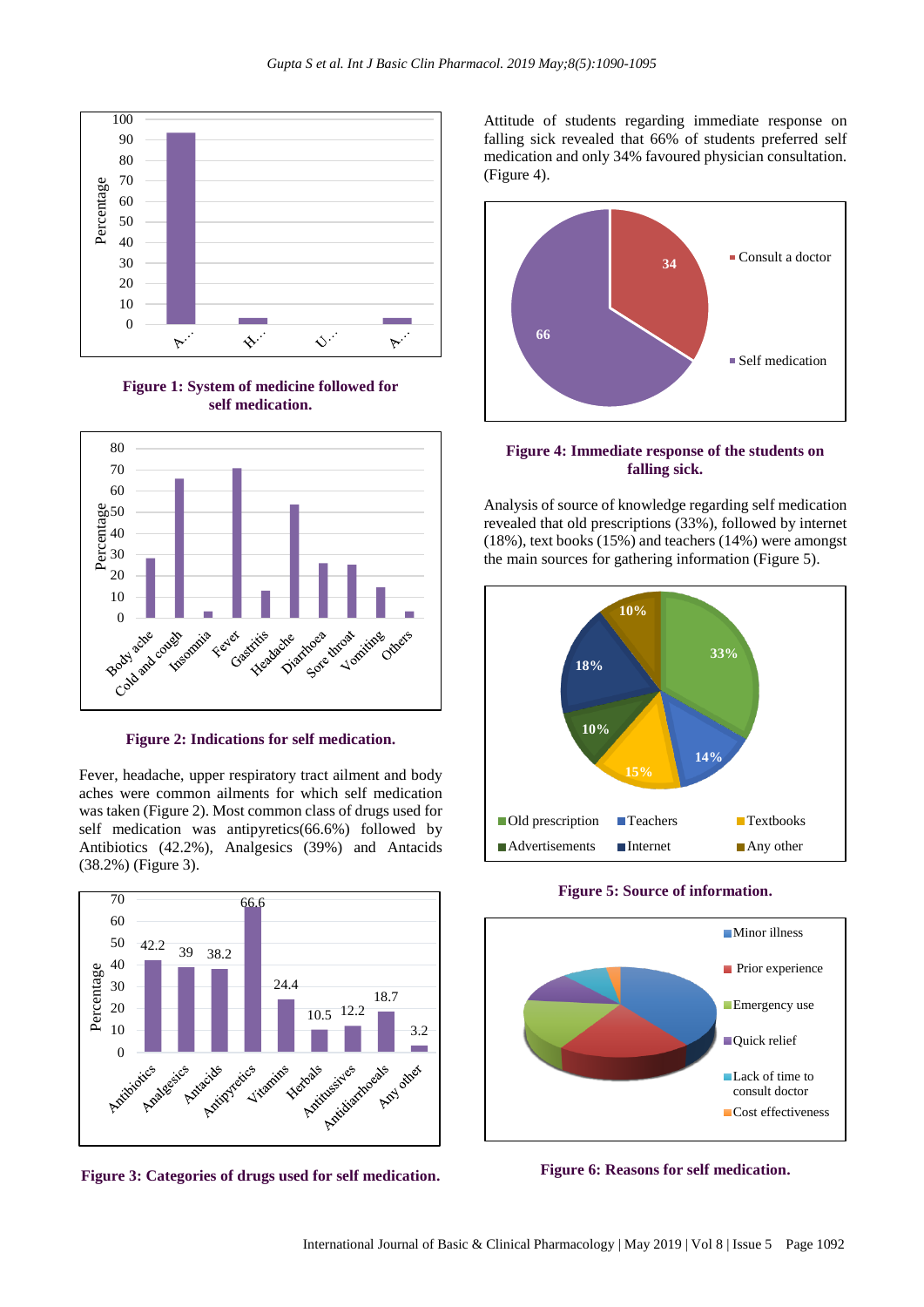Figure 1: System of medicine followed for self medication.

Figure 2: Indications for self medication.

Fever, headache, upper respiratory tract ailment and body aches were common ailments for which self medication was taken (Figure 2). Most common class of drugs used for self medication was antipyretics(66.6%) followed by Antibiotics (42.2%), Analgesics (39%) and Antacids (38.2%) (Figure 3).

Figure 3: Categories of drugs used for self medication.

Attitude of students regarding immediate response on falling sick revealed that 66% of students preferred self medication and only 34% favoured physician consultation. (Figure 4).

Figure 4: Immediate response of the students on falling sick.

Analysis of source of knowledge regarding self medication revealed that old prescriptions (33%), followed by internet (18%), text books (15%) and teachers (14%) were amongst the main sources for gathering information (Figure 5).

Figure 5: Source of information.

Figure 6: Reasons for self medication.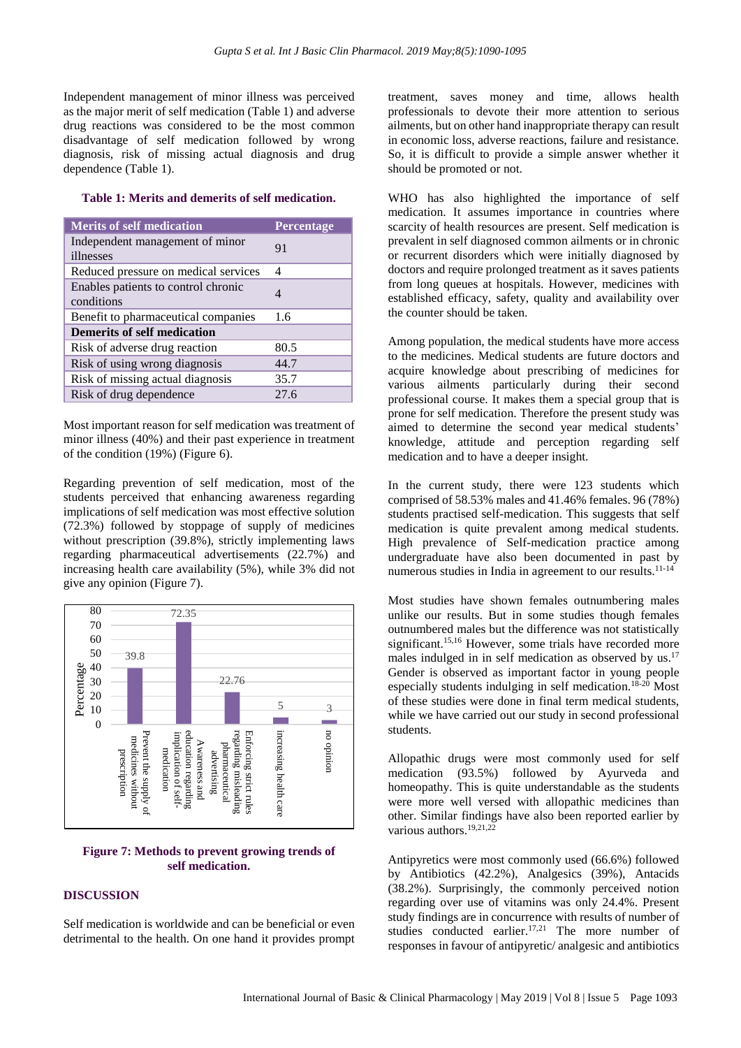Independent management of minor illness was perceived as the major merit of self medication (Table 1) and adverse drug reactions was considered to be the most common disadvantage of self medication followed by wrong diagnosis, risk of missing actual diagnosis and drug dependence (Table 1).

**Table 1: Merits and demerits of self medication.**

| Merits of self medication | Percentage |
|---|---|
| Independent management of minor illnesses | 91 |
| Reduced pressure on medical services | 4 |
| Enables patients to control chronic conditions | 4 |
| Benefit to pharmaceutical companies | 1.6 |
| **Demerits of self medication** | |
| Risk of adverse drug reaction | 80.5 |
| Risk of using wrong diagnosis | 44.7 |
| Risk of missing actual diagnosis | 35.7 |
| Risk of drug dependence | 27.6 |

Most important reason for self medication was treatment of minor illness (40%) and their past experience in treatment of the condition (19%) (Figure 6).

Regarding prevention of self medication, most of the students perceived that enhancing awareness regarding implications of self medication was most effective solution (72.3%) followed by stoppage of supply of medicines without prescription (39.8%), strictly implementing laws regarding pharmaceutical advertisements (22.7%) and increasing health care availability (5%), while 3% did not give any opinion (Figure 7).

| Method | Percentage |
|---|---|
| Prevent the supply of medicines without prescription | 39.8 |
| Awareness and education regarding implication of self-medication | 72.35 |
| Enforcing strict rules regarding misleading pharmaceutical advertising | 22.76 |
| increasing health care | 5 |
| no opinion | 3 |

**Figure 7: Methods to prevent growing trends of self medication.**

## DISCUSSION

Self medication is worldwide and can be beneficial or even detrimental to the health. On one hand it provides prompt treatment, saves money and time, allows health professionals to devote their more attention to serious ailments, but on other hand inappropriate therapy can result in economic loss, adverse reactions, failure and resistance. So, it is difficult to provide a simple answer whether it should be promoted or not.

WHO has also highlighted the importance of self medication. It assumes importance in countries where scarcity of health resources are present. Self medication is prevalent in self diagnosed common ailments or in chronic or recurrent disorders which were initially diagnosed by doctors and require prolonged treatment as it saves patients from long queues at hospitals. However, medicines with established efficacy, safety, quality and availability over the counter should be taken.

Among population, the medical students have more access to the medicines. Medical students are future doctors and acquire knowledge about prescribing of medicines for various ailments particularly during their second professional course. It makes them a special group that is prone for self medication. Therefore the present study was aimed to determine the second year medical students' knowledge, attitude and perception regarding self medication and to have a deeper insight.

In the current study, there were 123 students which comprised of 58.53% males and 41.46% females. 96 (78%) students practised self-medication. This suggests that self medication is quite prevalent among medical students. High prevalence of Self-medication practice among undergraduate have also been documented in past by numerous studies in India in agreement to our results.[11-14]

Most studies have shown females outnumbering males unlike our results. But in some studies though females outnumbered males but the difference was not statistically significant.[15,16] However, some trials have recorded more males indulged in in self medication as observed by us.[17] Gender is observed as important factor in young people especially students indulging in self medication.[18-20] Most of these studies were done in final term medical students, while we have carried out our study in second professional students.

Allopathic drugs were most commonly used for self medication (93.5%) followed by Ayurveda and homeopathy. This is quite understandable as the students were more well versed with allopathic medicines than other. Similar findings have also been reported earlier by various authors.[19,21,22]

Antipyretics were most commonly used (66.6%) followed by Antibiotics (42.2%), Analgesics (39%), Antacids (38.2%). Surprisingly, the commonly perceived notion regarding over use of vitamins was only 24.4%. Present study findings are in concurrence with results of number of studies conducted earlier.[17,21] The more number of responses in favour of antipyretic/ analgesic and antibiotics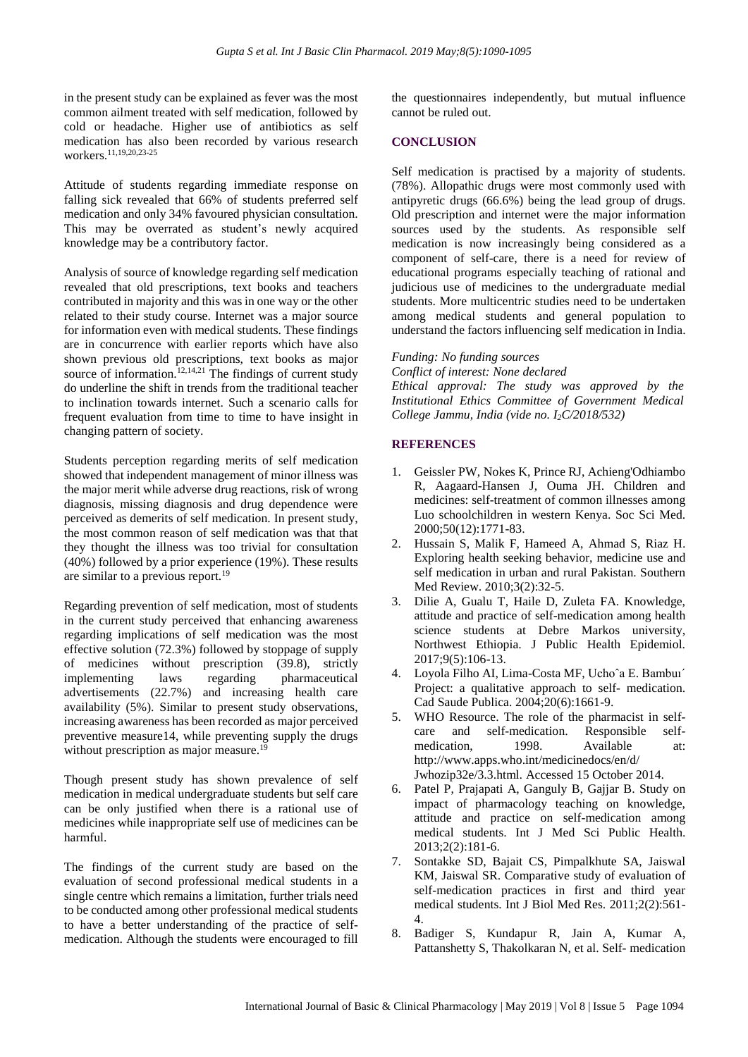in the present study can be explained as fever was the most common ailment treated with self medication, followed by cold or headache. Higher use of antibiotics as self medication has also been recorded by various research workers.[11,19,20,23-25]

Attitude of students regarding immediate response on falling sick revealed that 66% of students preferred self medication and only 34% favoured physician consultation. This may be overrated as student's newly acquired knowledge may be a contributory factor.

Analysis of source of knowledge regarding self medication revealed that old prescriptions, text books and teachers contributed in majority and this was in one way or the other related to their study course. Internet was a major source for information even with medical students. These findings are in concurrence with earlier reports which have also shown previous old prescriptions, text books as major source of information.[12,14,21] The findings of current study do underline the shift in trends from the traditional teacher to inclination towards internet. Such a scenario calls for frequent evaluation from time to time to have insight in changing pattern of society.

Students perception regarding merits of self medication showed that independent management of minor illness was the major merit while adverse drug reactions, risk of wrong diagnosis, missing diagnosis and drug dependence were perceived as demerits of self medication. In present study, the most common reason of self medication was that that they thought the illness was too trivial for consultation (40%) followed by a prior experience (19%). These results are similar to a previous report.[19]

Regarding prevention of self medication, most of students in the current study perceived that enhancing awareness regarding implications of self medication was the most effective solution (72.3%) followed by stoppage of supply of medicines without prescription (39.8), strictly implementing laws regarding pharmaceutical advertisements (22.7%) and increasing health care availability (5%). Similar to present study observations, increasing awareness has been recorded as major perceived preventive measure14, while preventing supply the drugs without prescription as major measure.[19]

Though present study has shown prevalence of self medication in medical undergraduate students but self care can be only justified when there is a rational use of medicines while inappropriate self use of medicines can be harmful.

The findings of the current study are based on the evaluation of second professional medical students in a single centre which remains a limitation, further trials need to be conducted among other professional medical students to have a better understanding of the practice of self-medication. Although the students were encouraged to fill the questionnaires independently, but mutual influence cannot be ruled out.

## CONCLUSION

Self medication is practised by a majority of students. (78%). Allopathic drugs were most commonly used with antipyretic drugs (66.6%) being the lead group of drugs. Old prescription and internet were the major information sources used by the students. As responsible self medication is now increasingly being considered as a component of self-care, there is a need for review of educational programs especially teaching of rational and judicious use of medicines to the undergraduate medial students. More multicentric studies need to be undertaken among medical students and general population to understand the factors influencing self medication in India.

*Funding: No funding sources*
*Conflict of interest: None declared*
*Ethical approval: The study was approved by the Institutional Ethics Committee of Government Medical College Jammu, India (vide no. $I_2C/2018/532$)*

## REFERENCES

1. Geissler PW, Nokes K, Prince RJ, Achieng'Odhiambo R, Aagaard-Hansen J, Ouma JH. Children and medicines: self-treatment of common illnesses among Luo schoolchildren in western Kenya. Soc Sci Med. 2000;50(12):1771-83.
2. Hussain S, Malik F, Hameed A, Ahmad S, Riaz H. Exploring health seeking behavior, medicine use and self medication in urban and rural Pakistan. Southern Med Review. 2010;3(2):32-5.
3. Dilie A, Gualu T, Haile D, Zuleta FA. Knowledge, attitude and practice of self-medication among health science students at Debre Markos university, Northwest Ethiopia. J Public Health Epidemiol. 2017;9(5):106-13.
4. Loyola Filho AI, Lima-Costa MF, Uchoˆa E. Bambuı´ Project: a qualitative approach to self- medication. Cad Saude Publica. 2004;20(6):1661-9.
5. WHO Resource. The role of the pharmacist in self-care and self-medication. Responsible self-medication, 1998. Available at: http://www.apps.who.int/medicinedocs/en/d/Jwhozip32e/3.3.html. Accessed 15 October 2014.
6. Patel P, Prajapati A, Ganguly B, Gajjar B. Study on impact of pharmacology teaching on knowledge, attitude and practice on self-medication among medical students. Int J Med Sci Public Health. 2013;2(2):181-6.
7. Sontakke SD, Bajait CS, Pimpalkhute SA, Jaiswal KM, Jaiswal SR. Comparative study of evaluation of self-medication practices in first and third year medical students. Int J Biol Med Res. 2011;2(2):561-4.
8. Badiger S, Kundapur R, Jain A, Kumar A, Pattanshetty S, Thakolkaran N, et al. Self- medication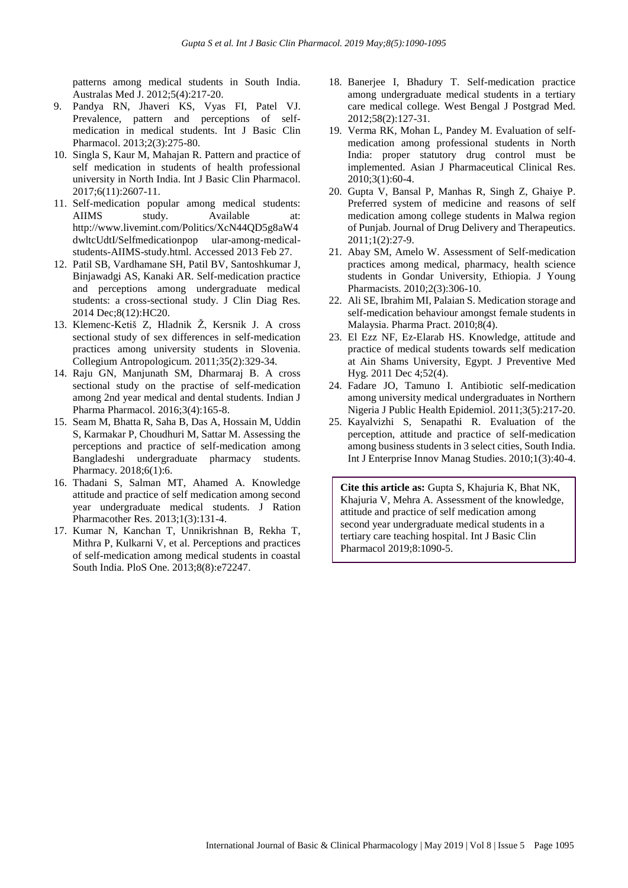patterns among medical students in South India. Australas Med J. 2012;5(4):217-20.

9. Pandya RN, Jhaveri KS, Vyas FI, Patel VJ. Prevalence, pattern and perceptions of self-medication in medical students. Int J Basic Clin Pharmacol. 2013;2(3):275-80.
10. Singla S, Kaur M, Mahajan R. Pattern and practice of self medication in students of health professional university in North India. Int J Basic Clin Pharmacol. 2017;6(11):2607-11.
11. Self-medication popular among medical students: AIIMS study. Available at: http://www.livemint.com/Politics/XcN44QD5g8aW4dwltcUdtI/Selfmedicationpop ular-among-medical-students-AIIMS-study.html. Accessed 2013 Feb 27.
12. Patil SB, Vardhamane SH, Patil BV, Santoshkumar J, Binjawadgi AS, Kanaki AR. Self-medication practice and perceptions among undergraduate medical students: a cross-sectional study. J Clin Diag Res. 2014 Dec;8(12):HC20.
13. Klemenc-Ketiš Z, Hladnik Ž, Kersnik J. A cross sectional study of sex differences in self-medication practices among university students in Slovenia. Collegium Antropologicum. 2011;35(2):329-34.
14. Raju GN, Manjunath SM, Dharmaraj B. A cross sectional study on the practise of self-medication among 2nd year medical and dental students. Indian J Pharma Pharmacol. 2016;3(4):165-8.
15. Seam M, Bhatta R, Saha B, Das A, Hossain M, Uddin S, Karmakar P, Choudhuri M, Sattar M. Assessing the perceptions and practice of self-medication among Bangladeshi undergraduate pharmacy students. Pharmacy. 2018;6(1):6.
16. Thadani S, Salman MT, Ahamed A. Knowledge attitude and practice of self medication among second year undergraduate medical students. J Ration Pharmacother Res. 2013;1(3):131-4.
17. Kumar N, Kanchan T, Unnikrishnan B, Rekha T, Mithra P, Kulkarni V, et al. Perceptions and practices of self-medication among medical students in coastal South India. PloS One. 2013;8(8):e72247.
18. Banerjee I, Bhadury T. Self-medication practice among undergraduate medical students in a tertiary care medical college. West Bengal J Postgrad Med. 2012;58(2):127-31.
19. Verma RK, Mohan L, Pandey M. Evaluation of self-medication among professional students in North India: proper statutory drug control must be implemented. Asian J Pharmaceutical Clinical Res. 2010;3(1):60-4.
20. Gupta V, Bansal P, Manhas R, Singh Z, Ghaiye P. Preferred system of medicine and reasons of self medication among college students in Malwa region of Punjab. Journal of Drug Delivery and Therapeutics. 2011;1(2):27-9.
21. Abay SM, Amelo W. Assessment of Self-medication practices among medical, pharmacy, health science students in Gondar University, Ethiopia. J Young Pharmacists. 2010;2(3):306-10.
22. Ali SE, Ibrahim MI, Palaian S. Medication storage and self-medication behaviour amongst female students in Malaysia. Pharma Pract. 2010;8(4).
23. El Ezz NF, Ez-Elarab HS. Knowledge, attitude and practice of medical students towards self medication at Ain Shams University, Egypt. J Preventive Med Hyg. 2011 Dec 4;52(4).
24. Fadare JO, Tamuno I. Antibiotic self-medication among university medical undergraduates in Northern Nigeria J Public Health Epidemiol. 2011;3(5):217-20.
25. Kayalvizhi S, Senapathi R. Evaluation of the perception, attitude and practice of self-medication among business students in 3 select cities, South India. Int J Enterprise Innov Manag Studies. 2010;1(3):40-4.

**Cite this article as:** Gupta S, Khajuria K, Bhat NK, Khajuria V, Mehra A. Assessment of the knowledge, attitude and practice of self medication among second year undergraduate medical students in a tertiary care teaching hospital. Int J Basic Clin Pharmacol 2019;8:1090-5.